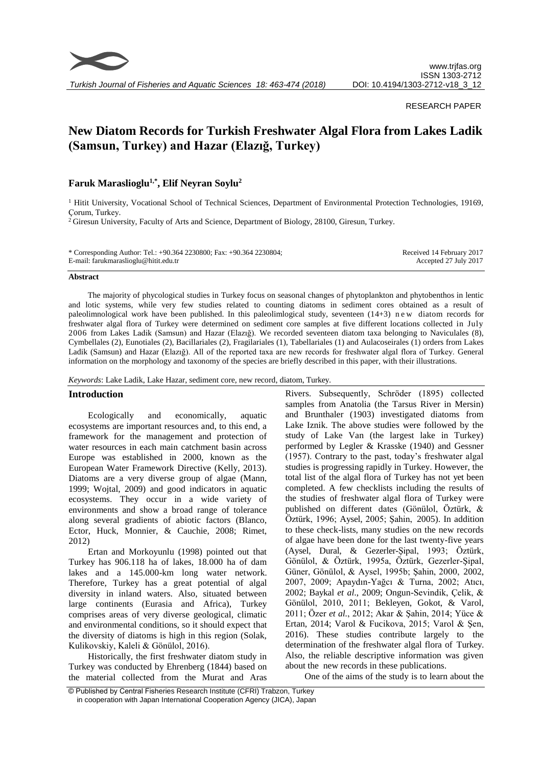RESEARCH PAPER

# New Diatom Records for Turkish Freshwater Algal Flora from Lakes Ladik (Samsun, Turkey) and Hazar (Elazığ, Turkey)

**Faruk Maraslioglu[1,*], Elif Neyran Soylu[2]**

[1] Hitit University, Vocational School of Technical Sciences, Department of Environmental Protection Technologies, 19169, Çorum, Turkey.
[2] Giresun University, Faculty of Arts and Science, Department of Biology, 28100, Giresun, Turkey.

\* Corresponding Author: Tel.: +90.364 2230800; Fax: +90.364 2230804;
E-mail: farukmaraslioglu@hitit.edu.tr

Received 14 February 2017
Accepted 27 July 2017

### Abstract

The majority of phycological studies in Turkey focus on seasonal changes of phytoplankton and phytobenthos in lentic and lotic systems, while very few studies related to counting diatoms in sediment cores obtained as a result of paleolimnological work have been published. In this paleolimlogical study, seventeen (14+3) new diatom records for freshwater algal flora of Turkey were determined on sediment core samples at five different locations collected in July 2006 from Lakes Ladik (Samsun) and Hazar (Elazığ). We recorded seventeen diatom taxa belonging to Naviculales (8), Cymbellales (2), Eunotiales (2), Bacillariales (2), Fragilariales (1), Tabellariales (1) and Aulacoseirales (1) orders from Lakes Ladik (Samsun) and Hazar (Elazığ). All of the reported taxa are new records for freshwater algal flora of Turkey. General information on the morphology and taxonomy of the species are briefly described in this paper, with their illustrations.

*Keywords*: Lake Ladik, Lake Hazar, sediment core, new record, diatom, Turkey.

## Introduction

Ecologically and economically, aquatic ecosystems are important resources and, to this end, a framework for the management and protection of water resources in each main catchment basin across Europe was established in 2000, known as the European Water Framework Directive (Kelly, 2013). Diatoms are a very diverse group of algae (Mann, 1999; Wojtal, 2009) and good indicators in aquatic ecosystems. They occur in a wide variety of environments and show a broad range of tolerance along several gradients of abiotic factors (Blanco, Ector, Huck, Monnier, & Cauchie, 2008; Rimet, 2012)

Ertan and Morkoyunlu (1998) pointed out that Turkey has 906.118 ha of lakes, 18.000 ha of dam lakes and a 145.000-km long water network. Therefore, Turkey has a great potential of algal diversity in inland waters. Also, situated between large continents (Eurasia and Africa), Turkey comprises areas of very diverse geological, climatic and environmental conditions, so it should expect that the diversity of diatoms is high in this region (Solak, Kulikovskiy, Kaleli & Gönülol, 2016).

Historically, the first freshwater diatom study in Turkey was conducted by Ehrenberg (1844) based on the material collected from the Murat and Aras Rivers. Subsequently, Schröder (1895) collected samples from Anatolia (the Tarsus River in Mersin) and Brunthaler (1903) investigated diatoms from Lake Iznik. The above studies were followed by the study of Lake Van (the largest lake in Turkey) performed by Legler & Krasske (1940) and Gessner (1957). Contrary to the past, today's freshwater algal studies is progressing rapidly in Turkey. However, the total list of the algal flora of Turkey has not yet been completed. A few checklists including the results of the studies of freshwater algal flora of Turkey were published on different dates (Gönülol, Öztürk, & Öztürk, 1996; Aysel, 2005; Şahin, 2005). In addition to these check-lists, many studies on the new records of algae have been done for the last twenty-five years (Aysel, Dural, & Gezerler-Şipal, 1993; Öztürk, Gönülol, & Öztürk, 1995a, Öztürk, Gezerler-Şipal, Güner, Gönülol, & Aysel, 1995b; Şahin, 2000, 2002, 2007, 2009; Apaydın-Yağcı & Turna, 2002; Atıcı, 2002; Baykal *et al*., 2009; Ongun-Sevindik, Çelik, & Gönülol, 2010, 2011; Bekleyen, Gokot, & Varol, 2011; Özer *et al*., 2012; Akar & Şahin, 2014; Yüce & Ertan, 2014; Varol & Fucikova, 2015; Varol & Şen, 2016). These studies contribute largely to the determination of the freshwater algal flora of Turkey. Also, the reliable descriptive information was given about the new records in these publications.

One of the aims of the study is to learn about the

© Published by Central Fisheries Research Institute (CFRI) Trabzon, Turkey in cooperation with Japan International Cooperation Agency (JICA), Japan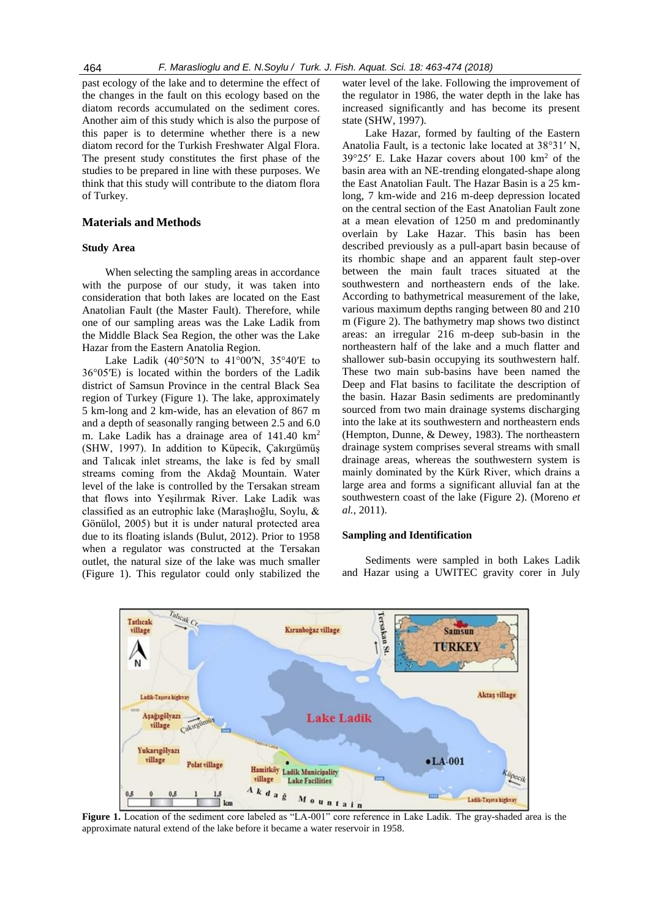past ecology of the lake and to determine the effect of the changes in the fault on this ecology based on the diatom records accumulated on the sediment cores. Another aim of this study which is also the purpose of this paper is to determine whether there is a new diatom record for the Turkish Freshwater Algal Flora. The present study constitutes the first phase of the studies to be prepared in line with these purposes. We think that this study will contribute to the diatom flora of Turkey.

## Materials and Methods

### Study Area

When selecting the sampling areas in accordance with the purpose of our study, it was taken into consideration that both lakes are located on the East Anatolian Fault (the Master Fault). Therefore, while one of our sampling areas was the Lake Ladik from the Middle Black Sea Region, the other was the Lake Hazar from the Eastern Anatolia Region.

Lake Ladik (40°50′N to 41°00′N, 35°40′E to 36°05′E) is located within the borders of the Ladik district of Samsun Province in the central Black Sea region of Turkey (Figure 1). The lake, approximately 5 km-long and 2 km-wide, has an elevation of 867 m and a depth of seasonally ranging between 2.5 and 6.0 m. Lake Ladik has a drainage area of 141.40 km$^2$ (SHW, 1997). In addition to Küpecik, Çakırgümüş and Talıcak inlet streams, the lake is fed by small streams coming from the Akdağ Mountain. Water level of the lake is controlled by the Tersakan stream that flows into Yeşilırmak River. Lake Ladik was classified as an eutrophic lake (Maraşlıoğlu, Soylu, & Gönülol, 2005) but it is under natural protected area due to its floating islands (Bulut, 2012). Prior to 1958 when a regulator was constructed at the Tersakan outlet, the natural size of the lake was much smaller (Figure 1). This regulator could only stabilized the water level of the lake. Following the improvement of the regulator in 1986, the water depth in the lake has increased significantly and has become its present state (SHW, 1997).

Lake Hazar, formed by faulting of the Eastern Anatolia Fault, is a tectonic lake located at 38°31′ N, 39°25′ E. Lake Hazar covers about 100 km$^2$ of the basin area with an NE-trending elongated-shape along the East Anatolian Fault. The Hazar Basin is a 25 km-long, 7 km-wide and 216 m-deep depression located on the central section of the East Anatolian Fault zone at a mean elevation of 1250 m and predominantly overlain by Lake Hazar. This basin has been described previously as a pull-apart basin because of its rhombic shape and an apparent fault step-over between the main fault traces situated at the southwestern and northeastern ends of the lake. According to bathymetrical measurement of the lake, various maximum depths ranging between 80 and 210 m (Figure 2). The bathymetry map shows two distinct areas: an irregular 216 m-deep sub-basin in the northeastern half of the lake and a much flatter and shallower sub-basin occupying its southwestern half. These two main sub-basins have been named the Deep and Flat basins to facilitate the description of the basin. Hazar Basin sediments are predominantly sourced from two main drainage systems discharging into the lake at its southwestern and northeastern ends (Hempton, Dunne, & Dewey, 1983). The northeastern drainage system comprises several streams with small drainage areas, whereas the southwestern system is mainly dominated by the Kürk River, which drains a large area and forms a significant alluvial fan at the southwestern coast of the lake (Figure 2). (Moreno *et al.*, 2011).

### Sampling and Identification

Sediments were sampled in both Lakes Ladik and Hazar using a UWITEC gravity corer in July

**Figure 1.** Location of the sediment core labeled as "LA-001" core reference in Lake Ladik. The gray-shaded area is the approximate natural extend of the lake before it became a water reservoir in 1958.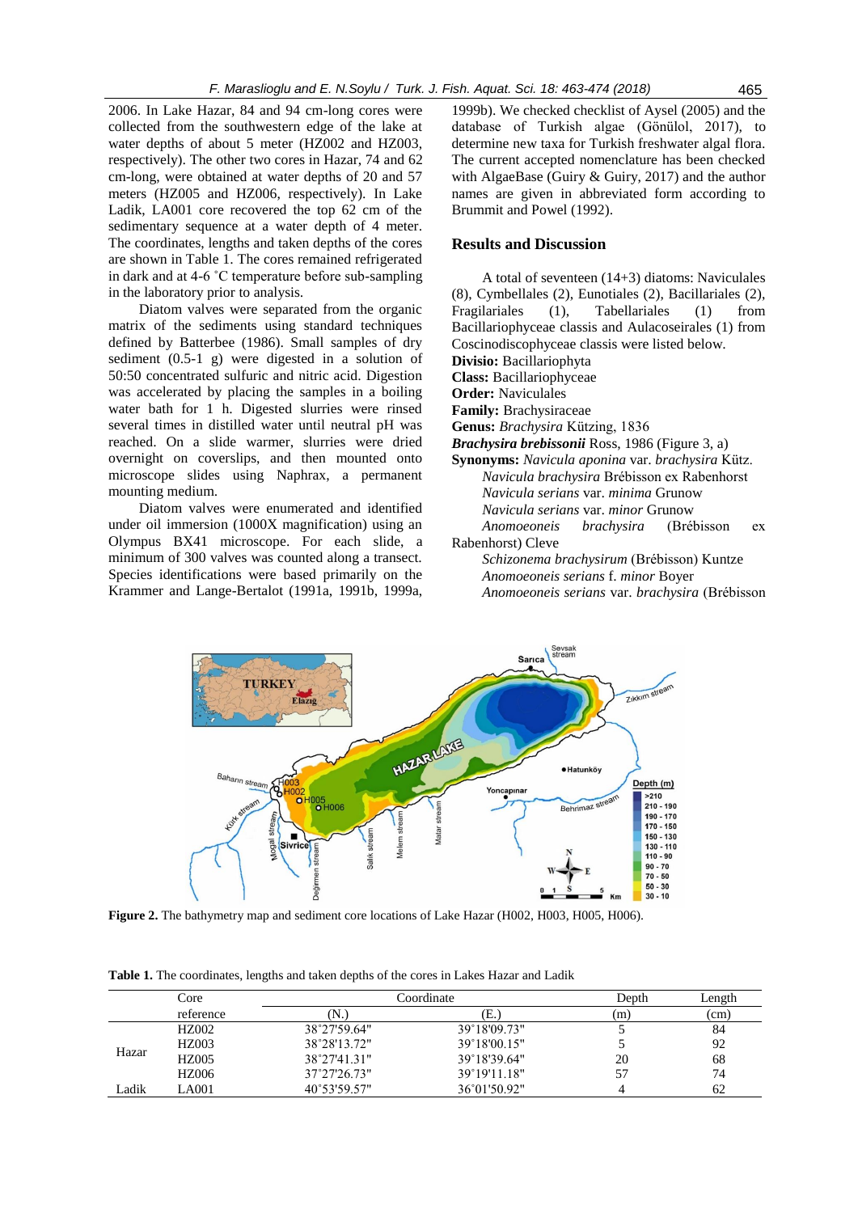2006. In Lake Hazar, 84 and 94 cm-long cores were collected from the southwestern edge of the lake at water depths of about 5 meter (HZ002 and HZ003, respectively). The other two cores in Hazar, 74 and 62 cm-long, were obtained at water depths of 20 and 57 meters (HZ005 and HZ006, respectively). In Lake Ladik, LA001 core recovered the top 62 cm of the sedimentary sequence at a water depth of 4 meter. The coordinates, lengths and taken depths of the cores are shown in Table 1. The cores remained refrigerated in dark and at 4-6 ˚C temperature before sub-sampling in the laboratory prior to analysis.

Diatom valves were separated from the organic matrix of the sediments using standard techniques defined by Batterbee (1986). Small samples of dry sediment (0.5-1 g) were digested in a solution of 50:50 concentrated sulfuric and nitric acid. Digestion was accelerated by placing the samples in a boiling water bath for 1 h. Digested slurries were rinsed several times in distilled water until neutral pH was reached. On a slide warmer, slurries were dried overnight on coverslips, and then mounted onto microscope slides using Naphrax, a permanent mounting medium.

Diatom valves were enumerated and identified under oil immersion (1000X magnification) using an Olympus BX41 microscope. For each slide, a minimum of 300 valves was counted along a transect. Species identifications were based primarily on the Krammer and Lange-Bertalot (1991a, 1991b, 1999a, 1999b). We checked checklist of Aysel (2005) and the database of Turkish algae (Gönülol, 2017), to determine new taxa for Turkish freshwater algal flora. The current accepted nomenclature has been checked with AlgaeBase (Guiry & Guiry, 2017) and the author names are given in abbreviated form according to Brummit and Powel (1992).

## Results and Discussion

A total of seventeen (14+3) diatoms: Naviculales (8), Cymbellales (2), Eunotiales (2), Bacillariales (2), Fragilariales (1), Tabellariales (1) from Bacillariophyceae classis and Aulacoseirales (1) from Coscinodiscophyceae classis were listed below.

**Divisio:** Bacillariophyta
**Class:** Bacillariophyceae
**Order:** Naviculales
**Family:** Brachysiraceae
**Genus:** *Brachysira* Kützing, 1836

***Brachysira brebissonii*** Ross, 1986 (Figure 3, a)

**Synonyms:** *Navicula aponina* var. *brachysira* Kütz.
*Navicula brachysira* Brébisson ex Rabenhorst
*Navicula serians* var. *minima* Grunow
*Navicula serians* var. *minor* Grunow
*Anomoeoneis brachysira* (Brébisson ex Rabenhorst) Cleve
*Schizonema brachysirum* (Brébisson) Kuntze
*Anomoeoneis serians* f. *minor* Boyer
*Anomoeoneis serians* var. *brachysira* (Brébisson

**Figure 2.** The bathymetry map and sediment core locations of Lake Hazar (H002, H003, H005, H006).

**Table 1.** The coordinates, lengths and taken depths of the cores in Lakes Hazar and Ladik

| | Core reference | Coordinate (N.) | Coordinate (E.) | Depth (m) | Length (cm) |
|---|---|---|---|---|---|
| Hazar | HZ002 | 38˚27'59.64" | 39˚18'09.73" | 5 | 84 |
| | HZ003 | 38˚28'13.72" | 39˚18'00.15" | 5 | 92 |
| | HZ005 | 38˚27'41.31" | 39˚18'39.64" | 20 | 68 |
| | HZ006 | 37˚27'26.73" | 39˚19'11.18" | 57 | 74 |
| Ladik | LA001 | 40˚53'59.57" | 36˚01'50.92" | 4 | 62 |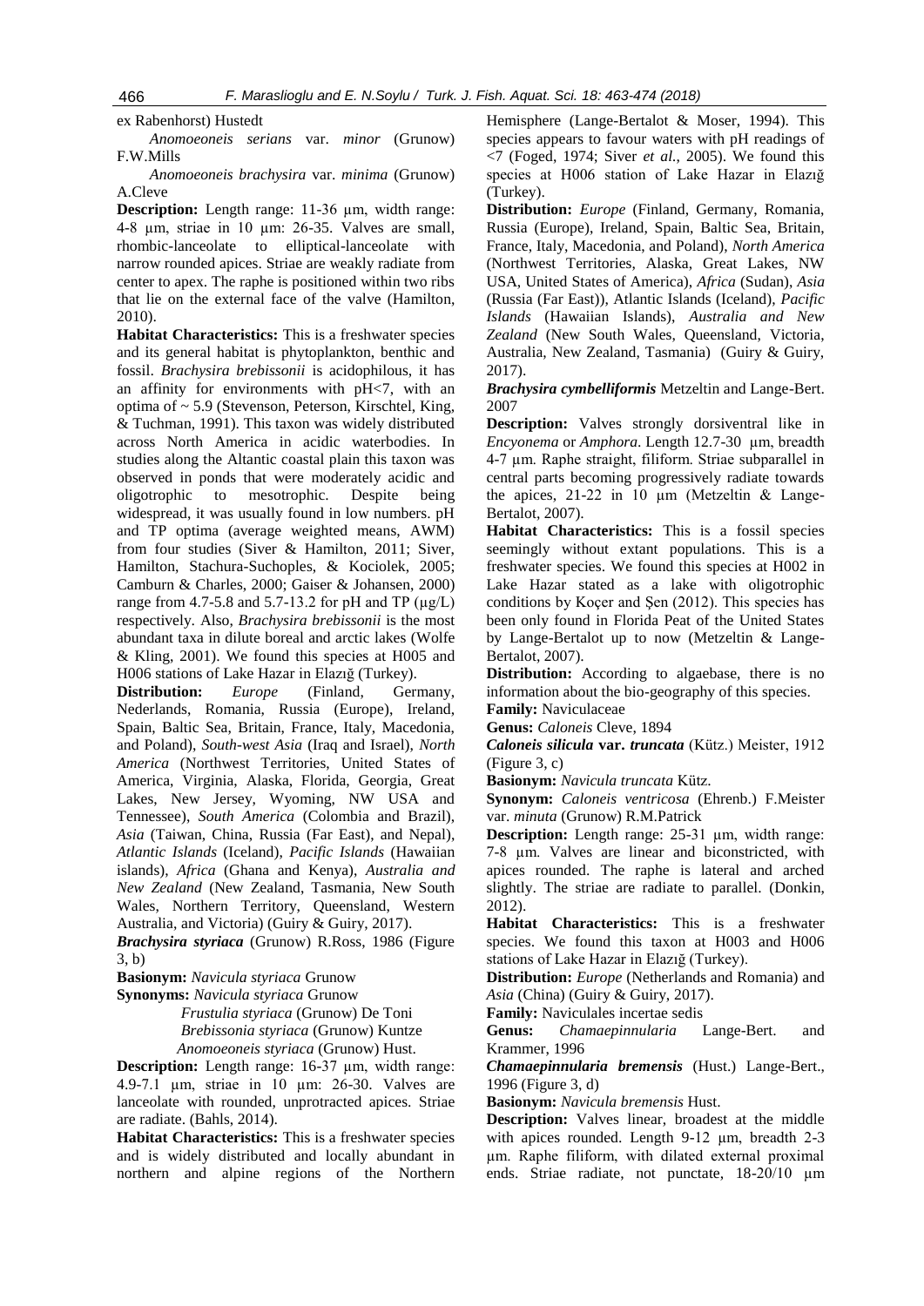ex Rabenhorst) Hustedt

*Anomoeoneis serians* var. *minor* (Grunow) F.W.Mills

*Anomoeoneis brachysira* var. *minima* (Grunow) A.Cleve

**Description:** Length range: 11-36 µm, width range: 4-8 µm, striae in 10 µm: 26-35. Valves are small, rhombic-lanceolate to elliptical-lanceolate with narrow rounded apices. Striae are weakly radiate from center to apex. The raphe is positioned within two ribs that lie on the external face of the valve (Hamilton, 2010).

**Habitat Characteristics:** This is a freshwater species and its general habitat is phytoplankton, benthic and fossil. *Brachysira brebissonii* is acidophilous, it has an affinity for environments with pH<7, with an optima of ~ 5.9 (Stevenson, Peterson, Kirschtel, King, & Tuchman, 1991). This taxon was widely distributed across North America in acidic waterbodies. In studies along the Altantic coastal plain this taxon was observed in ponds that were moderately acidic and oligotrophic to mesotrophic. Despite being widespread, it was usually found in low numbers. pH and TP optima (average weighted means, AWM) from four studies (Siver & Hamilton, 2011; Siver, Hamilton, Stachura-Suchoples, & Kociolek, 2005; Camburn & Charles, 2000; Gaiser & Johansen, 2000) range from 4.7-5.8 and 5.7-13.2 for pH and TP (µg/L) respectively. Also, *Brachysira brebissonii* is the most abundant taxa in dilute boreal and arctic lakes (Wolfe & Kling, 2001). We found this species at H005 and H006 stations of Lake Hazar in Elazığ (Turkey).

**Distribution:** *Europe* (Finland, Germany, Nederlands, Romania, Russia (Europe), Ireland, Spain, Baltic Sea, Britain, France, Italy, Macedonia, and Poland), *South-west Asia* (Iraq and Israel), *North America* (Northwest Territories, United States of America, Virginia, Alaska, Florida, Georgia, Great Lakes, New Jersey, Wyoming, NW USA and Tennessee), *South America* (Colombia and Brazil), *Asia* (Taiwan, China, Russia (Far East), and Nepal), *Atlantic Islands* (Iceland), *Pacific Islands* (Hawaiian islands), *Africa* (Ghana and Kenya), *Australia and New Zealand* (New Zealand, Tasmania, New South Wales, Northern Territory, Queensland, Western Australia, and Victoria) (Guiry & Guiry, 2017).

***Brachysira styriaca*** (Grunow) R.Ross, 1986 (Figure 3, b)

**Basionym:** *Navicula styriaca* Grunow

**Synonyms:** *Navicula styriaca* Grunow

*Frustulia styriaca* (Grunow) De Toni

*Brebissonia styriaca* (Grunow) Kuntze

*Anomoeoneis styriaca* (Grunow) Hust.

**Description:** Length range: 16-37 µm, width range: 4.9-7.1 µm, striae in 10 µm: 26-30. Valves are lanceolate with rounded, unprotracted apices. Striae are radiate. (Bahls, 2014).

**Habitat Characteristics:** This is a freshwater species and is widely distributed and locally abundant in northern and alpine regions of the Northern Hemisphere (Lange-Bertalot & Moser, 1994). This species appears to favour waters with pH readings of <7 (Foged, 1974; Siver *et al.*, 2005). We found this species at H006 station of Lake Hazar in Elazığ (Turkey).

**Distribution:** *Europe* (Finland, Germany, Romania, Russia (Europe), Ireland, Spain, Baltic Sea, Britain, France, Italy, Macedonia, and Poland), *North America* (Northwest Territories, Alaska, Great Lakes, NW USA, United States of America), *Africa* (Sudan), *Asia* (Russia (Far East)), Atlantic Islands (Iceland), *Pacific Islands* (Hawaiian Islands), *Australia and New Zealand* (New South Wales, Queensland, Victoria, Australia, New Zealand, Tasmania) (Guiry & Guiry, 2017).

***Brachysira cymbelliformis*** Metzeltin and Lange-Bert. 2007

**Description:** Valves strongly dorsiventral like in *Encyonema* or *Amphora*. Length 12.7-30 µm, breadth 4-7 µm. Raphe straight, filiform. Striae subparallel in central parts becoming progressively radiate towards the apices, 21-22 in 10 µm (Metzeltin & Lange-Bertalot, 2007).

**Habitat Characteristics:** This is a fossil species seemingly without extant populations. This is a freshwater species. We found this species at H002 in Lake Hazar stated as a lake with oligotrophic conditions by Koçer and Şen (2012). This species has been only found in Florida Peat of the United States by Lange-Bertalot up to now (Metzeltin & Lange-Bertalot, 2007).

**Distribution:** According to algaebase, there is no information about the bio-geography of this species.

**Family:** Naviculaceae

**Genus:** *Caloneis* Cleve, 1894

***Caloneis silicula* var. *truncata*** (Kütz.) Meister, 1912 (Figure 3, c)

**Basionym:** *Navicula truncata* Kütz.

**Synonym:** *Caloneis ventricosa* (Ehrenb.) F.Meister var. *minuta* (Grunow) R.M.Patrick

**Description:** Length range: 25-31 µm, width range: 7-8 µm. Valves are linear and biconstricted, with apices rounded. The raphe is lateral and arched slightly. The striae are radiate to parallel. (Donkin, 2012).

**Habitat Characteristics:** This is a freshwater species. We found this taxon at H003 and H006 stations of Lake Hazar in Elazığ (Turkey).

**Distribution:** *Europe* (Netherlands and Romania) and *Asia* (China) (Guiry & Guiry, 2017).

**Family:** Naviculales incertae sedis

**Genus:** *Chamaepinnularia* Lange-Bert. and Krammer, 1996

***Chamaepinnularia bremensis*** (Hust.) Lange-Bert., 1996 (Figure 3, d)

**Basionym:** *Navicula bremensis* Hust.

**Description:** Valves linear, broadest at the middle with apices rounded. Length 9-12 µm, breadth 2-3 µm. Raphe filiform, with dilated external proximal ends. Striae radiate, not punctate, 18-20/10 µm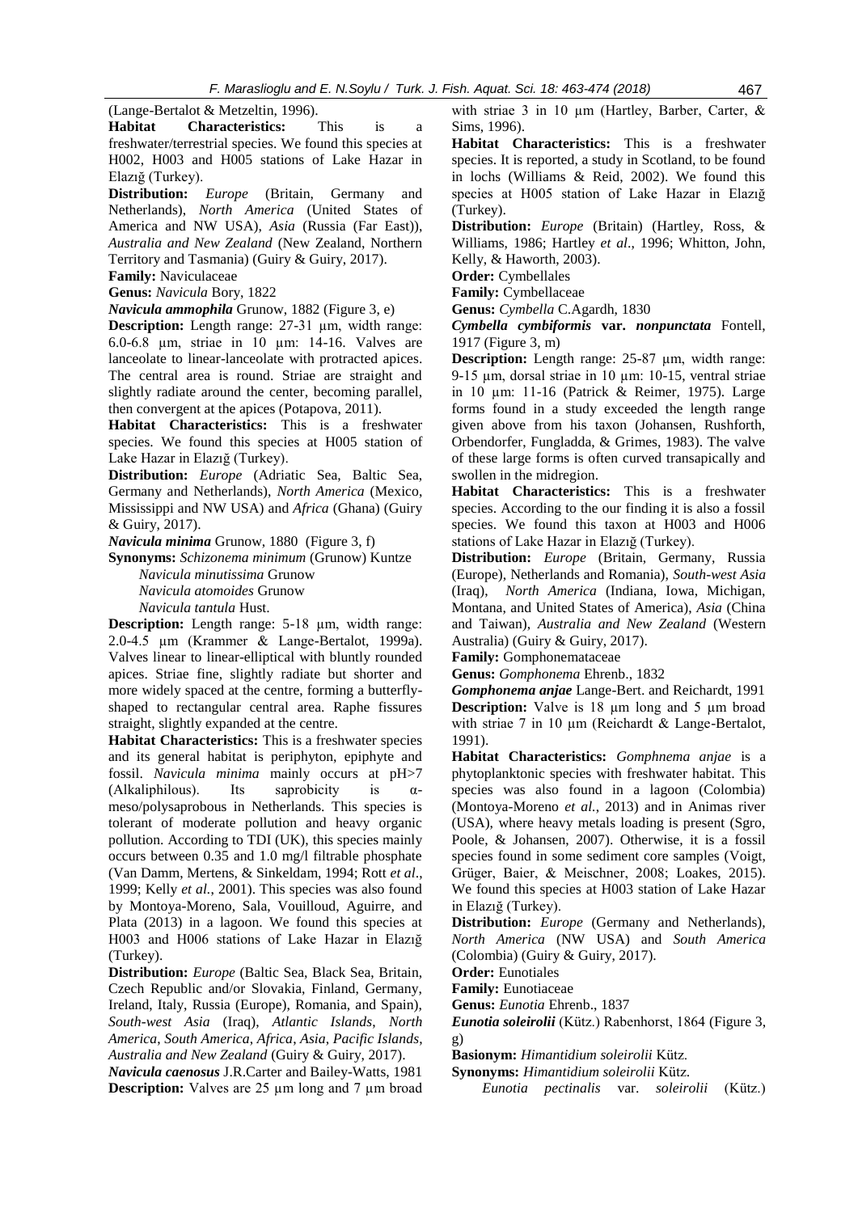(Lange-Bertalot & Metzeltin, 1996).

**Habitat Characteristics:** This is a freshwater/terrestrial species. We found this species at H002, H003 and H005 stations of Lake Hazar in Elazığ (Turkey).

**Distribution:** *Europe* (Britain, Germany and Netherlands), *North America* (United States of America and NW USA), *Asia* (Russia (Far East)), *Australia and New Zealand* (New Zealand, Northern Territory and Tasmania) (Guiry & Guiry, 2017).

**Family:** Naviculaceae

**Genus:** *Navicula* Bory, 1822

***Navicula ammophila*** Grunow, 1882 (Figure 3, e)

**Description:** Length range: 27-31 µm, width range: 6.0-6.8 µm, striae in 10 µm: 14-16. Valves are lanceolate to linear-lanceolate with protracted apices. The central area is round. Striae are straight and slightly radiate around the center, becoming parallel, then convergent at the apices (Potapova, 2011).

**Habitat Characteristics:** This is a freshwater species. We found this species at H005 station of Lake Hazar in Elazığ (Turkey).

**Distribution:** *Europe* (Adriatic Sea, Baltic Sea, Germany and Netherlands), *North America* (Mexico, Mississippi and NW USA) and *Africa* (Ghana) (Guiry & Guiry, 2017).

***Navicula minima*** Grunow, 1880 (Figure 3, f)

**Synonyms:** *Schizonema minimum* (Grunow) Kuntze
*Navicula minutissima* Grunow
*Navicula atomoides* Grunow
*Navicula tantula* Hust.

**Description:** Length range: 5-18 µm, width range: 2.0-4.5 µm (Krammer & Lange-Bertalot, 1999a). Valves linear to linear-elliptical with bluntly rounded apices. Striae fine, slightly radiate but shorter and more widely spaced at the centre, forming a butterfly-shaped to rectangular central area. Raphe fissures straight, slightly expanded at the centre.

**Habitat Characteristics:** This is a freshwater species and its general habitat is periphyton, epiphyte and fossil. *Navicula minima* mainly occurs at pH>7 (Alkaliphilous). Its saprobicity is α-meso/polysaprobous in Netherlands. This species is tolerant of moderate pollution and heavy organic pollution. According to TDI (UK), this species mainly occurs between 0.35 and 1.0 mg/l filtrable phosphate (Van Damm, Mertens, & Sinkeldam, 1994; Rott *et al*., 1999; Kelly *et al.*, 2001). This species was also found by Montoya-Moreno, Sala, Vouilloud, Aguirre, and Plata (2013) in a lagoon. We found this species at H003 and H006 stations of Lake Hazar in Elazığ (Turkey).

**Distribution:** *Europe* (Baltic Sea, Black Sea, Britain, Czech Republic and/or Slovakia, Finland, Germany, Ireland, Italy, Russia (Europe), Romania, and Spain), *South-west Asia* (Iraq), *Atlantic Islands*, *North America*, *South America*, *Africa*, *Asia*, *Pacific Islands*, *Australia and New Zealand* (Guiry & Guiry, 2017).

***Navicula caenosus*** J.R.Carter and Bailey-Watts, 1981

**Description:** Valves are 25 µm long and 7 µm broad with striae 3 in 10 µm (Hartley, Barber, Carter, & Sims, 1996).

**Habitat Characteristics:** This is a freshwater species. It is reported, a study in Scotland, to be found in lochs (Williams & Reid, 2002). We found this species at H005 station of Lake Hazar in Elazığ (Turkey).

**Distribution:** *Europe* (Britain) (Hartley, Ross, & Williams, 1986; Hartley *et al*., 1996; Whitton, John, Kelly, & Haworth, 2003).

**Order:** Cymbellales

**Family:** Cymbellaceae

**Genus:** *Cymbella* C.Agardh, 1830

***Cymbella cymbiformis* var. *nonpunctata*** Fontell, 1917 (Figure 3, m)

**Description:** Length range: 25-87 µm, width range: 9-15 µm, dorsal striae in 10 µm: 10-15, ventral striae in 10 µm: 11-16 (Patrick & Reimer, 1975). Large forms found in a study exceeded the length range given above from his taxon (Johansen, Rushforth, Orbendorfer, Fungladda, & Grimes, 1983). The valve of these large forms is often curved transapically and swollen in the midregion.

**Habitat Characteristics:** This is a freshwater species. According to the our finding it is also a fossil species. We found this taxon at H003 and H006 stations of Lake Hazar in Elazığ (Turkey).

**Distribution:** *Europe* (Britain, Germany, Russia (Europe), Netherlands and Romania), *South-west Asia* (Iraq), *North America* (Indiana, Iowa, Michigan, Montana, and United States of America), *Asia* (China and Taiwan), *Australia and New Zealand* (Western Australia) (Guiry & Guiry, 2017).

**Family:** Gomphonemataceae

**Genus:** *Gomphonema* Ehrenb., 1832

***Gomphonema anjae*** Lange-Bert. and Reichardt, 1991

**Description:** Valve is 18 µm long and 5 µm broad with striae 7 in 10 µm (Reichardt & Lange-Bertalot, 1991).

**Habitat Characteristics:** *Gomphnema anjae* is a phytoplanktonic species with freshwater habitat. This species was also found in a lagoon (Colombia) (Montoya-Moreno *et al.*, 2013) and in Animas river (USA), where heavy metals loading is present (Sgro, Poole, & Johansen, 2007). Otherwise, it is a fossil species found in some sediment core samples (Voigt, Grüger, Baier, & Meischner, 2008; Loakes, 2015). We found this species at H003 station of Lake Hazar in Elazığ (Turkey).

**Distribution:** *Europe* (Germany and Netherlands), *North America* (NW USA) and *South America* (Colombia) (Guiry & Guiry, 2017).

**Order:** Eunotiales

**Family:** Eunotiaceae

**Genus:** *Eunotia* Ehrenb., 1837

***Eunotia soleirolii*** (Kütz.) Rabenhorst, 1864 (Figure 3, g)

**Basionym:** *Himantidium soleirolii* Kütz.

**Synonyms:** *Himantidium soleirolii* Kütz.
*Eunotia pectinalis* var. *soleirolii* (Kütz.)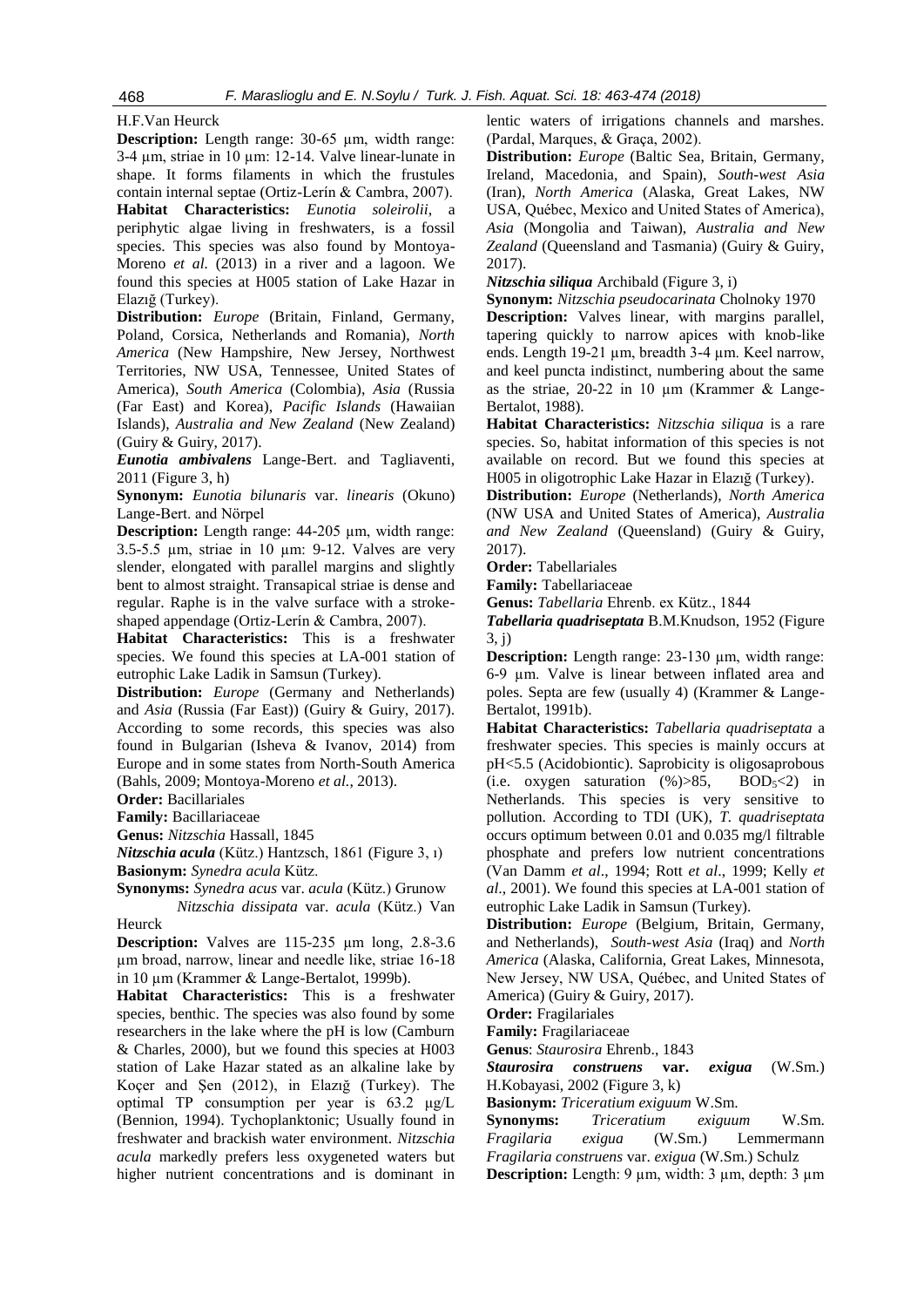H.F.Van Heurck

**Description:** Length range: 30-65 µm, width range: 3-4 µm, striae in 10 µm: 12-14. Valve linear-lunate in shape. It forms filaments in which the frustules contain internal septae (Ortiz-Lerín & Cambra, 2007).

**Habitat Characteristics:** *Eunotia soleirolii*, a periphytic algae living in freshwaters, is a fossil species. This species was also found by Montoya-Moreno *et al.* (2013) in a river and a lagoon. We found this species at H005 station of Lake Hazar in Elazığ (Turkey).

**Distribution:** *Europe* (Britain, Finland, Germany, Poland, Corsica, Netherlands and Romania), *North America* (New Hampshire, New Jersey, Northwest Territories, NW USA, Tennessee, United States of America), *South America* (Colombia), *Asia* (Russia (Far East) and Korea), *Pacific Islands* (Hawaiian Islands), *Australia and New Zealand* (New Zealand) (Guiry & Guiry, 2017).

***Eunotia ambivalens*** Lange-Bert. and Tagliaventi, 2011 (Figure 3, h)

**Synonym:** *Eunotia bilunaris* var. *linearis* (Okuno) Lange-Bert. and Nörpel

**Description:** Length range: 44-205 µm, width range: 3.5-5.5 µm, striae in 10 µm: 9-12. Valves are very slender, elongated with parallel margins and slightly bent to almost straight. Transapical striae is dense and regular. Raphe is in the valve surface with a stroke-shaped appendage (Ortiz-Lerín & Cambra, 2007).

**Habitat Characteristics:** This is a freshwater species. We found this species at LA-001 station of eutrophic Lake Ladik in Samsun (Turkey).

**Distribution:** *Europe* (Germany and Netherlands) and *Asia* (Russia (Far East)) (Guiry & Guiry, 2017). According to some records, this species was also found in Bulgarian (Isheva & Ivanov, 2014) from Europe and in some states from North-South America (Bahls, 2009; Montoya-Moreno *et al.*, 2013).

**Order:** Bacillariales

**Family:** Bacillariaceae

**Genus:** *Nitzschia* Hassall, 1845

***Nitzschia acula*** (Kütz.) Hantzsch, 1861 (Figure 3, ı)

**Basionym:** *Synedra acula* Kütz.

**Synonyms:** *Synedra acus* var. *acula* (Kütz.) Grunow
*Nitzschia dissipata* var. *acula* (Kütz.) Van Heurck

**Description:** Valves are 115-235 µm long, 2.8-3.6 µm broad, narrow, linear and needle like, striae 16-18 in 10 µm (Krammer & Lange-Bertalot, 1999b).

**Habitat Characteristics:** This is a freshwater species, benthic. The species was also found by some researchers in the lake where the pH is low (Camburn & Charles, 2000), but we found this species at H003 station of Lake Hazar stated as an alkaline lake by Koçer and Şen (2012), in Elazığ (Turkey). The optimal TP consumption per year is 63.2 µg/L (Bennion, 1994). Tychoplanktonic; Usually found in freshwater and brackish water environment. *Nitzschia acula* markedly prefers less oxygeneted waters but higher nutrient concentrations and is dominant in lentic waters of irrigations channels and marshes. (Pardal, Marques, & Graça, 2002).

**Distribution:** *Europe* (Baltic Sea, Britain, Germany, Ireland, Macedonia, and Spain), *South-west Asia* (Iran), *North America* (Alaska, Great Lakes, NW USA, Québec, Mexico and United States of America), *Asia* (Mongolia and Taiwan), *Australia and New Zealand* (Queensland and Tasmania) (Guiry & Guiry, 2017).

***Nitzschia siliqua*** Archibald (Figure 3, i)

**Synonym:** *Nitzschia pseudocarinata* Cholnoky 1970

**Description:** Valves linear, with margins parallel, tapering quickly to narrow apices with knob-like ends. Length 19-21 µm, breadth 3-4 µm. Keel narrow, and keel puncta indistinct, numbering about the same as the striae, 20-22 in 10 µm (Krammer & Lange-Bertalot, 1988).

**Habitat Characteristics:** *Nitzschia siliqua* is a rare species. So, habitat information of this species is not available on record. But we found this species at H005 in oligotrophic Lake Hazar in Elazığ (Turkey).

**Distribution:** *Europe* (Netherlands), *North America* (NW USA and United States of America), *Australia and New Zealand* (Queensland) (Guiry & Guiry, 2017).

**Order:** Tabellariales

**Family:** Tabellariaceae

**Genus:** *Tabellaria* Ehrenb. ex Kütz., 1844

***Tabellaria quadriseptata*** B.M.Knudson, 1952 (Figure 3, j)

**Description:** Length range: 23-130 µm, width range: 6-9 µm. Valve is linear between inflated area and poles. Septa are few (usually 4) (Krammer & Lange-Bertalot, 1991b).

**Habitat Characteristics:** *Tabellaria quadriseptata* a freshwater species. This species is mainly occurs at pH<5.5 (Acidobiontic). Saprobicity is oligosaprobous (i.e. oxygen saturation (%)>85, $BOD_5$<2) in Netherlands. This species is very sensitive to pollution. According to TDI (UK), *T. quadriseptata* occurs optimum between 0.01 and 0.035 mg/l filtrable phosphate and prefers low nutrient concentrations (Van Damm *et al*., 1994; Rott *et al*., 1999; Kelly *et al*., 2001). We found this species at LA-001 station of eutrophic Lake Ladik in Samsun (Turkey).

**Distribution:** *Europe* (Belgium, Britain, Germany, and Netherlands), *South-west Asia* (Iraq) and *North America* (Alaska, California, Great Lakes, Minnesota, New Jersey, NW USA, Québec, and United States of America) (Guiry & Guiry, 2017).

**Order:** Fragilariales

**Family:** Fragilariaceae

**Genus**: *Staurosira* Ehrenb., 1843

***Staurosira construens*** **var.** ***exigua*** (W.Sm.) H.Kobayasi, 2002 (Figure 3, k)

**Basionym:** *Triceratium exiguum* W.Sm.

**Synonyms:** *Triceratium exiguum* W.Sm.
*Fragilaria exigua* (W.Sm.) Lemmermann
*Fragilaria construens* var. *exigua* (W.Sm.) Schulz

**Description:** Length: 9 µm, width: 3 µm, depth: 3 µm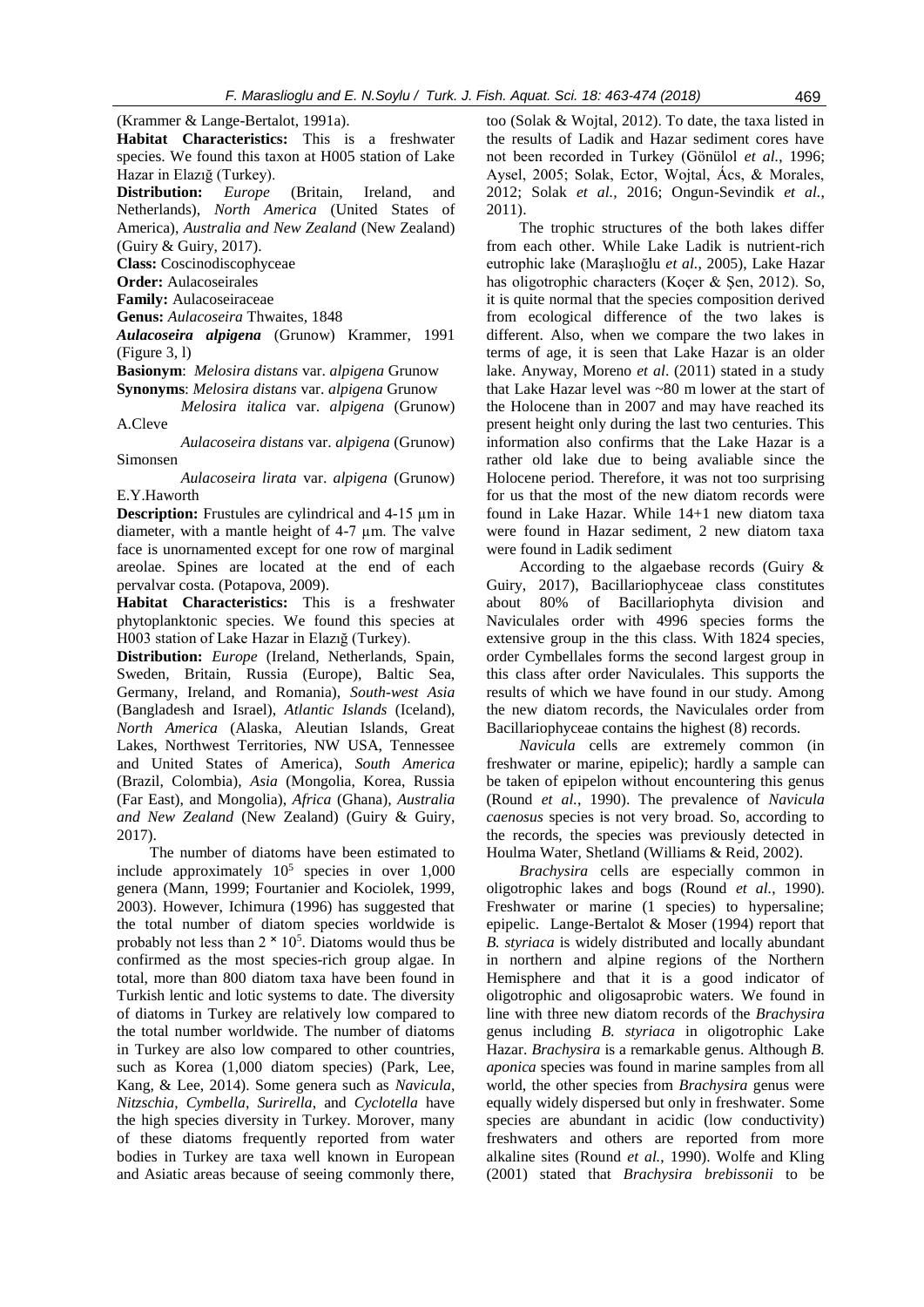(Krammer & Lange-Bertalot, 1991a).

**Habitat Characteristics:** This is a freshwater species. We found this taxon at H005 station of Lake Hazar in Elazığ (Turkey).

**Distribution:** *Europe* (Britain, Ireland, and Netherlands), *North America* (United States of America), *Australia and New Zealand* (New Zealand) (Guiry & Guiry, 2017).

**Class:** Coscinodiscophyceae

**Order:** Aulacoseirales

**Family:** Aulacoseiraceae

**Genus:** *Aulacoseira* Thwaites, 1848

***Aulacoseira alpigena*** (Grunow) Krammer, 1991 (Figure 3, l)

**Basionym**: *Melosira distans* var. *alpigena* Grunow

**Synonyms**: *Melosira distans* var. *alpigena* Grunow

*Melosira italica* var. *alpigena* (Grunow) A.Cleve

*Aulacoseira distans* var. *alpigena* (Grunow) Simonsen

*Aulacoseira lirata* var. *alpigena* (Grunow) E.Y.Haworth

**Description:** Frustules are cylindrical and 4-15 µm in diameter, with a mantle height of 4-7 µm. The valve face is unornamented except for one row of marginal areolae. Spines are located at the end of each pervalvar costa. (Potapova, 2009).

**Habitat Characteristics:** This is a freshwater phytoplanktonic species. We found this species at H003 station of Lake Hazar in Elazığ (Turkey).

**Distribution:** *Europe* (Ireland, Netherlands, Spain, Sweden, Britain, Russia (Europe), Baltic Sea, Germany, Ireland, and Romania), *South-west Asia* (Bangladesh and Israel), *Atlantic Islands* (Iceland), *North America* (Alaska, Aleutian Islands, Great Lakes, Northwest Territories, NW USA, Tennessee and United States of America), *South America* (Brazil, Colombia), *Asia* (Mongolia, Korea, Russia (Far East), and Mongolia), *Africa* (Ghana), *Australia and New Zealand* (New Zealand) (Guiry & Guiry, 2017).

The number of diatoms have been estimated to include approximately $10^5$ species in over 1,000 genera (Mann, 1999; Fourtanier and Kociolek, 1999, 2003). However, Ichimura (1996) has suggested that the total number of diatom species worldwide is probably not less than $2 \times 10^5$. Diatoms would thus be confirmed as the most species-rich group algae. In total, more than 800 diatom taxa have been found in Turkish lentic and lotic systems to date. The diversity of diatoms in Turkey are relatively low compared to the total number worldwide. The number of diatoms in Turkey are also low compared to other countries, such as Korea (1,000 diatom species) (Park, Lee, Kang, & Lee, 2014). Some genera such as *Navicula*, *Nitzschia*, *Cymbella*, *Surirella*, and *Cyclotella* have the high species diversity in Turkey. Morover, many of these diatoms frequently reported from water bodies in Turkey are taxa well known in European and Asiatic areas because of seeing commonly there, too (Solak & Wojtal, 2012). To date, the taxa listed in the results of Ladik and Hazar sediment cores have not been recorded in Turkey (Gönülol *et al.*, 1996; Aysel, 2005; Solak, Ector, Wojtal, Ács, & Morales, 2012; Solak *et al.*, 2016; Ongun-Sevindik *et al.*, 2011).

The trophic structures of the both lakes differ from each other. While Lake Ladik is nutrient-rich eutrophic lake (Maraşlıoğlu *et al.*, 2005), Lake Hazar has oligotrophic characters (Koçer & Şen, 2012). So, it is quite normal that the species composition derived from ecological difference of the two lakes is different. Also, when we compare the two lakes in terms of age, it is seen that Lake Hazar is an older lake. Anyway, Moreno *et al*. (2011) stated in a study that Lake Hazar level was ~80 m lower at the start of the Holocene than in 2007 and may have reached its present height only during the last two centuries. This information also confirms that the Lake Hazar is a rather old lake due to being avaliable since the Holocene period. Therefore, it was not too surprising for us that the most of the new diatom records were found in Lake Hazar. While 14+1 new diatom taxa were found in Hazar sediment, 2 new diatom taxa were found in Ladik sediment

According to the algaebase records (Guiry & Guiry, 2017), Bacillariophyceae class constitutes about 80% of Bacillariophyta division and Naviculales order with 4996 species forms the extensive group in the this class. With 1824 species, order Cymbellales forms the second largest group in this class after order Naviculales. This supports the results of which we have found in our study. Among the new diatom records, the Naviculales order from Bacillariophyceae contains the highest (8) records.

*Navicula* cells are extremely common (in freshwater or marine, epipelic); hardly a sample can be taken of epipelon without encountering this genus (Round *et al.*, 1990). The prevalence of *Navicula caenosus* species is not very broad. So, according to the records, the species was previously detected in Houlma Water, Shetland (Williams & Reid, 2002).

*Brachysira* cells are especially common in oligotrophic lakes and bogs (Round *et al.*, 1990). Freshwater or marine (1 species) to hypersaline; epipelic. Lange-Bertalot & Moser (1994) report that *B. styriaca* is widely distributed and locally abundant in northern and alpine regions of the Northern Hemisphere and that it is a good indicator of oligotrophic and oligosaprobic waters. We found in line with three new diatom records of the *Brachysira* genus including *B. styriaca* in oligotrophic Lake Hazar. *Brachysira* is a remarkable genus. Although *B. aponica* species was found in marine samples from all world, the other species from *Brachysira* genus were equally widely dispersed but only in freshwater. Some species are abundant in acidic (low conductivity) freshwaters and others are reported from more alkaline sites (Round *et al.*, 1990). Wolfe and Kling (2001) stated that *Brachysira brebissonii* to be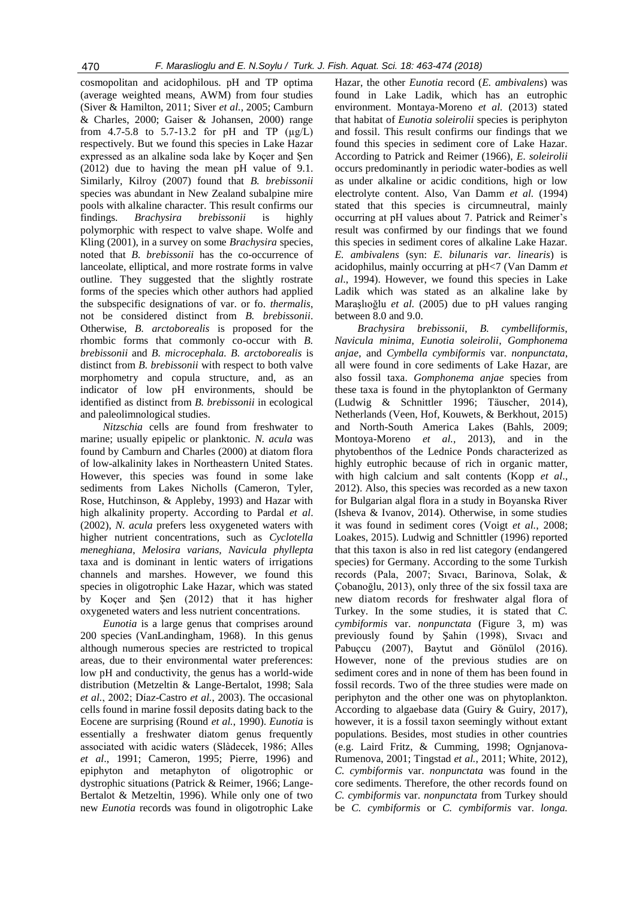cosmopolitan and acidophilous. pH and TP optima (average weighted means, AWM) from four studies (Siver & Hamilton, 2011; Siver *et al.*, 2005; Camburn & Charles, 2000; Gaiser & Johansen, 2000) range from 4.7-5.8 to 5.7-13.2 for pH and TP (μg/L) respectively. But we found this species in Lake Hazar expressed as an alkaline soda lake by Koçer and Şen (2012) due to having the mean pH value of 9.1. Similarly, Kilroy (2007) found that *B. brebissonii* species was abundant in New Zealand subalpine mire pools with alkaline character. This result confirms our findings. *Brachysira brebissonii* is highly polymorphic with respect to valve shape. Wolfe and Kling (2001), in a survey on some *Brachysira* species, noted that *B. brebissonii* has the co-occurrence of lanceolate, elliptical, and more rostrate forms in valve outline. They suggested that the slightly rostrate forms of the species which other authors had applied the subspecific designations of var. or fo. *thermalis*, not be considered distinct from *B. brebissonii*. Otherwise, *B. arctoborealis* is proposed for the rhombic forms that commonly co-occur with *B. brebissonii* and *B. microcephala. B. arctoborealis* is distinct from *B. brebissonii* with respect to both valve morphometry and copula structure, and, as an indicator of low pH environments, should be identified as distinct from *B. brebissonii* in ecological and paleolimnological studies.

*Nitzschia* cells are found from freshwater to marine; usually epipelic or planktonic. *N. acula* was found by Camburn and Charles (2000) at diatom flora of low-alkalinity lakes in Northeastern United States. However, this species was found in some lake sediments from Lakes Nicholls (Cameron, Tyler, Rose, Hutchinson, & Appleby, 1993) and Hazar with high alkalinity property. According to Pardal *et al*. (2002), *N. acula* prefers less oxygeneted waters with higher nutrient concentrations, such as *Cyclotella meneghiana*, *Melosira varians*, *Navicula phyllepta* taxa and is dominant in lentic waters of irrigations channels and marshes. However, we found this species in oligotrophic Lake Hazar, which was stated by Koçer and Şen (2012) that it has higher oxygeneted waters and less nutrient concentrations.

*Eunotia* is a large genus that comprises around 200 species (VanLandingham, 1968). In this genus although numerous species are restricted to tropical areas, due to their environmental water preferences: low pH and conductivity, the genus has a world-wide distribution (Metzeltin & Lange-Bertalot, 1998; Sala *et al.*, 2002; Díaz-Castro *et al.*, 2003). The occasional cells found in marine fossil deposits dating back to the Eocene are surprising (Round *et al.*, 1990). *Eunotia* is essentially a freshwater diatom genus frequently associated with acidic waters (Slàdecek, 1986; Alles *et al*., 1991; Cameron, 1995; Pierre, 1996) and epiphyton and metaphyton of oligotrophic or dystrophic situations (Patrick & Reimer, 1966; Lange-Bertalot & Metzeltin, 1996). While only one of two new *Eunotia* records was found in oligotrophic Lake Hazar, the other *Eunotia* record (*E. ambivalens*) was found in Lake Ladik, which has an eutrophic environment. Montaya-Moreno *et al.* (2013) stated that habitat of *Eunotia soleirolii* species is periphyton and fossil. This result confirms our findings that we found this species in sediment core of Lake Hazar. According to Patrick and Reimer (1966), *E. soleirolii* occurs predominantly in periodic water-bodies as well as under alkaline or acidic conditions, high or low electrolyte content. Also, Van Damm *et al.* (1994) stated that this species is circumneutral, mainly occurring at pH values about 7. Patrick and Reimer's result was confirmed by our findings that we found this species in sediment cores of alkaline Lake Hazar. *E. ambivalens* (syn: *E. bilunaris var. linearis*) is acidophilus, mainly occurring at pH<7 (Van Damm *et al*., 1994). However, we found this species in Lake Ladik which was stated as an alkaline lake by Maraşlıoğlu *et al.* (2005) due to pH values ranging between 8.0 and 9.0.

*Brachysira brebissonii*, *B. cymbelliformis*, *Navicula minima*, *Eunotia soleirolii*, *Gomphonema anjae*, and *Cymbella cymbiformis* var. *nonpunctata*, all were found in core sediments of Lake Hazar, are also fossil taxa. *Gomphonema anjae* species from these taxa is found in the phytoplankton of Germany (Ludwig & Schnittler 1996; Täuscher, 2014), Netherlands (Veen, Hof, Kouwets, & Berkhout, 2015) and North-South America Lakes (Bahls, 2009; Montoya-Moreno *et al.*, 2013), and in the phytobenthos of the Lednice Ponds characterized as highly eutrophic because of rich in organic matter, with high calcium and salt contents (Kopp *et al*., 2012). Also, this species was recorded as a new taxon for Bulgarian algal flora in a study in Boyanska River (Isheva & Ivanov, 2014). Otherwise, in some studies it was found in sediment cores (Voigt *et al.*, 2008; Loakes, 2015). Ludwig and Schnittler (1996) reported that this taxon is also in red list category (endangered species) for Germany. According to the some Turkish records (Pala, 2007; Sıvacı, Barinova, Solak, & Çobanoğlu, 2013), only three of the six fossil taxa are new diatom records for freshwater algal flora of Turkey. In the some studies, it is stated that *C. cymbiformis* var. *nonpunctata* (Figure 3, m) was previously found by Şahin (1998), Sıvacı and Pabuçcu (2007), Baytut and Gönülol (2016). However, none of the previous studies are on sediment cores and in none of them has been found in fossil records. Two of the three studies were made on periphyton and the other one was on phytoplankton. According to algaebase data (Guiry & Guiry, 2017), however, it is a fossil taxon seemingly without extant populations. Besides, most studies in other countries (e.g. Laird Fritz, & Cumming, 1998; Ognjanova-Rumenova, 2001; Tingstad *et al.*, 2011; White, 2012), *C. cymbiformis* var. *nonpunctata* was found in the core sediments. Therefore, the other records found on *C. cymbiformis* var. *nonpunctata* from Turkey should be *C. cymbiformis* or *C. cymbiformis* var. *longa.*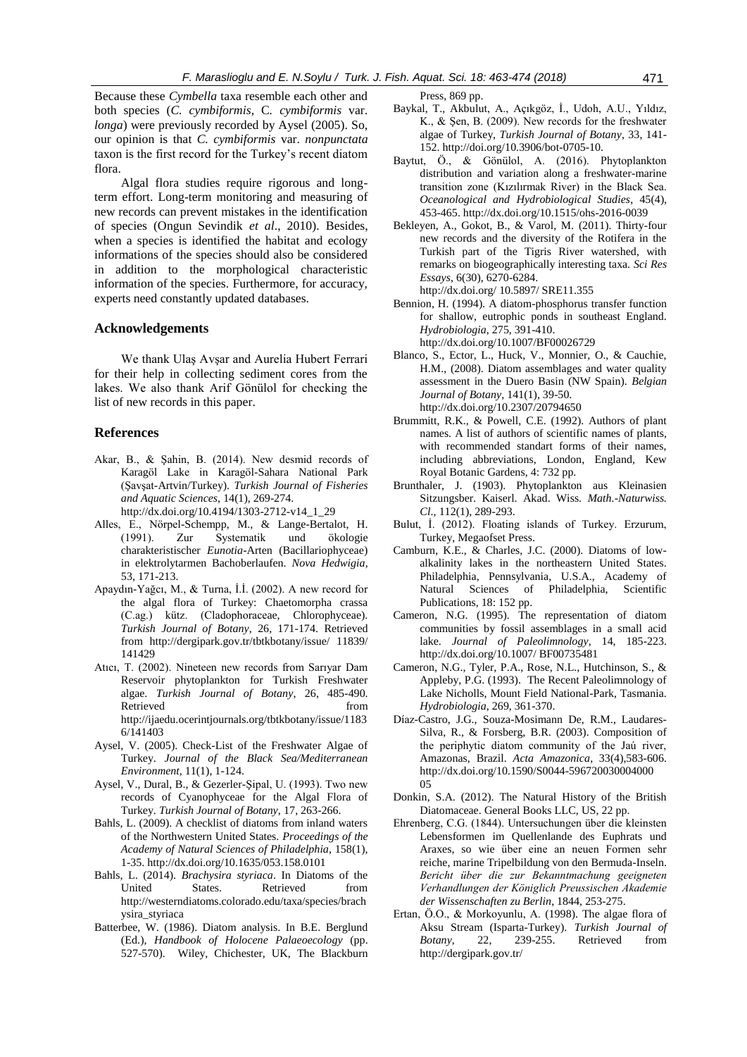Because these *Cymbella* taxa resemble each other and both species (*C. cymbiformis*, C*. cymbiformis* var. *longa*) were previously recorded by Aysel (2005). So, our opinion is that *C. cymbiformis* var. *nonpunctata* taxon is the first record for the Turkey's recent diatom flora.

Algal flora studies require rigorous and long-term effort. Long-term monitoring and measuring of new records can prevent mistakes in the identification of species (Ongun Sevindik *et al*., 2010). Besides, when a species is identified the habitat and ecology informations of the species should also be considered in addition to the morphological characteristic information of the species. Furthermore, for accuracy, experts need constantly updated databases.

## Acknowledgements

We thank Ulaş Avşar and Aurelia Hubert Ferrari for their help in collecting sediment cores from the lakes. We also thank Arif Gönülol for checking the list of new records in this paper.

## References

Akar, B., & Şahin, B. (2014). New desmid records of Karagöl Lake in Karagöl-Sahara National Park (Şavşat-Artvin/Turkey). *Turkish Journal of Fisheries and Aquatic Sciences*, 14(1), 269-274. http://dx.doi.org/10.4194/1303-2712-v14_1_29

Alles, E., Nörpel-Schempp, M., & Lange-Bertalot, H. (1991). Zur Systematik und ökologie charakteristischer *Eunotia*-Arten (Bacillariophyceae) in elektrolytarmen Bachoberlaufen. *Nova Hedwigia*, 53, 171-213.

Apaydın-Yağcı, M., & Turna, İ.İ. (2002). A new record for the algal flora of Turkey: Chaetomorpha crassa (C.ag.) kütz. (Cladophoraceae, Chlorophyceae). *Turkish Journal of Botany*, 26, 171-174. Retrieved from http://dergipark.gov.tr/tbtkbotany/issue/ 11839/ 141429

Atıcı, T. (2002). Nineteen new records from Sarıyar Dam Reservoir phytoplankton for Turkish Freshwater algae. *Turkish Journal of Botany*, 26, 485-490. Retrieved from http://ijaedu.ocerintjournals.org/tbtkbotany/issue/11836/141403

Aysel, V. (2005). Check-List of the Freshwater Algae of Turkey. *Journal of the Black Sea/Mediterranean Environment*, 11(1), 1-124.

Aysel, V., Dural, B., & Gezerler-Şipal, U. (1993). Two new records of Cyanophyceae for the Algal Flora of Turkey. *Turkish Journal of Botany*, 17, 263-266.

Bahls, L. (2009). A checklist of diatoms from inland waters of the Northwestern United States. *Proceedings of the Academy of Natural Sciences of Philadelphia*, 158(1), 1-35. http://dx.doi.org/10.1635/053.158.0101

Bahls, L. (2014). *Brachysira styriaca*. In Diatoms of the United States. Retrieved from http://westerndiatoms.colorado.edu/taxa/species/brachysira_styriaca

Batterbee, W. (1986). Diatom analysis. In B.E. Berglund (Ed.), *Handbook of Holocene Palaeoecology* (pp. 527-570). Wiley, Chichester, UK, The Blackburn Press, 869 pp.

Baykal, T., Akbulut, A., Açıkgöz, İ., Udoh, A.U., Yıldız, K., & Şen, B. (2009). New records for the freshwater algae of Turkey, *Turkish Journal of Botany*, 33, 141-152. http://doi.org/10.3906/bot-0705-10.

Baytut, Ö., & Gönülol, A. (2016). Phytoplankton distribution and variation along a freshwater-marine transition zone (Kızılırmak River) in the Black Sea. *Oceanological and Hydrobiological Studies*, 45(4), 453-465. http://dx.doi.org/10.1515/ohs-2016-0039

Bekleyen, A., Gokot, B., & Varol, M. (2011). Thirty-four new records and the diversity of the Rotifera in the Turkish part of the Tigris River watershed, with remarks on biogeographically interesting taxa. *Sci Res Essays*, 6(30), 6270-6284. http://dx.doi.org/ 10.5897/ SRE11.355

Bennion, H. (1994). A diatom-phosphorus transfer function for shallow, eutrophic ponds in southeast England. *Hydrobiologia*, 275, 391-410. http://dx.doi.org/10.1007/BF00026729

Blanco, S., Ector, L., Huck, V., Monnier, O., & Cauchie, H.M., (2008). Diatom assemblages and water quality assessment in the Duero Basin (NW Spain). *Belgian Journal of Botany*, 141(1), 39-50. http://dx.doi.org/10.2307/20794650

Brummitt, R.K., & Powell, C.E. (1992). Authors of plant names. A list of authors of scientific names of plants, with recommended standart forms of their names, including abbreviations, London, England, Kew Royal Botanic Gardens, 4: 732 pp.

Brunthaler, J. (1903). Phytoplankton aus Kleinasien Sitzungsber. Kaiserl. Akad. Wiss. *Math.-Naturwiss. Cl.*, 112(1), 289-293.

Bulut, İ. (2012). Floating islands of Turkey. Erzurum, Turkey, Megaofset Press.

Camburn, K.E., & Charles, J.C. (2000). Diatoms of low-alkalinity lakes in the northeastern United States. Philadelphia, Pennsylvania, U.S.A., Academy of Natural Sciences of Philadelphia, Scientific Publications, 18: 152 pp.

Cameron, N.G. (1995). The representation of diatom communities by fossil assemblages in a small acid lake. *Journal of Paleolimnology*, 14, 185-223. http://dx.doi.org/10.1007/ BF00735481

Cameron, N.G., Tyler, P.A., Rose, N.L., Hutchinson, S., & Appleby, P.G. (1993). The Recent Paleolimnology of Lake Nicholls, Mount Field National-Park, Tasmania. *Hydrobiologia*, 269, 361-370.

Díaz-Castro, J.G., Souza-Mosimann De, R.M., Laudares-Silva, R., & Forsberg, B.R. (2003). Composition of the periphytic diatom community of the Jaú river, Amazonas, Brazil. *Acta Amazonica*, 33(4),583-606. http://dx.doi.org/10.1590/S0044-59672003000400005

Donkin, S.A. (2012). The Natural History of the British Diatomaceae. General Books LLC, US, 22 pp.

Ehrenberg, C.G. (1844). Untersuchungen über die kleinsten Lebensformen im Quellenlande des Euphrats und Araxes, so wie über eine an neuen Formen sehr reiche, marine Tripelbildung von den Bermuda-Inseln. *Bericht über die zur Bekanntmachung geeigneten Verhandlungen der Königlich Preussischen Akademie der Wissenschaften zu Berlin*, 1844, 253-275.

Ertan, Ö.O., & Morkoyunlu, A. (1998). The algae flora of Aksu Stream (Isparta-Turkey). *Turkish Journal of Botany*, 22, 239-255. Retrieved from http://dergipark.gov.tr/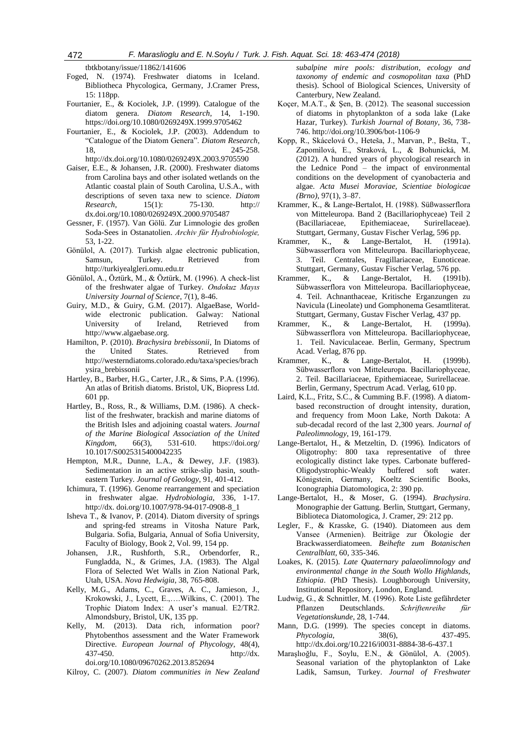tbtkbotany/issue/11862/141606

Foged, N. (1974). Freshwater diatoms in Iceland. Bibliotheca Phycologica, Germany, J.Cramer Press, 15: 118pp.

Fourtanier, E., & Kociolek, J.P. (1999). Catalogue of the diatom genera. *Diatom Research*, 14, 1-190. https://doi.org/10.1080/0269249X.1999.9705462

Fourtanier, E., & Kociolek, J.P. (2003). Addendum to "Catalogue of the Diatom Genera". *Diatom Research*, 18, 245-258. http://dx.doi.org/10.1080/0269249X.2003.9705590

Gaiser, E.E., & Johansen, J.R. (2000). Freshwater diatoms from Carolina bays and other isolated wetlands on the Atlantic coastal plain of South Carolina, U.S.A., with descriptions of seven taxa new to science. *Diatom Research*, 15(1): 75-130. http:// dx.doi.org/10.1080/0269249X.2000.9705487

Gessner, F. (1957). Van Gölü. Zur Limnologie des großen Soda-Sees in Ostanatolien. *Archiv für Hydrobiologie,* 53, 1-22.

Gönülol, A. (2017). Turkish algae electronic publication, Samsun, Turkey. Retrieved from http://turkiyealgleri.omu.edu.tr

Gönülol, A., Öztürk, M., & Öztürk, M. (1996). A check-list of the freshwater algae of Turkey. *Ondokuz Mayıs University Journal of Science*, 7(1), 8-46.

Guiry, M.D., & Guiry, G.M. (2017). AlgaeBase, World-wide electronic publication. Galway: National University of Ireland, Retrieved from http://www.algaebase.org.

Hamilton, P. (2010). *Brachysira brebissonii*, In Diatoms of the United States. Retrieved from http://westerndiatoms.colorado.edu/taxa/species/brachysira_brebissonii

Hartley, B., Barber, H.G., Carter, J.R., & Sims, P.A. (1996). An atlas of British diatoms. Bristol, UK, Biopress Ltd. 601 pp.

Hartley, B., Ross, R., & Williams, D.M. (1986). A check-list of the freshwater, brackish and marine diatoms of the British Isles and adjoining coastal waters. *Journal of the Marine Biological Association of the United Kingdom*, 66(3), 531-610. https://doi.org/ 10.1017/S0025315400042235

Hempton, M.R., Dunne, L.A., & Dewey, J.F. (1983). Sedimentation in an active strike-slip basin, south-eastern Turkey. *Journal of Geology*, 91, 401-412.

Ichimura, T. (1996). Genome rearrangement and speciation in freshwater algae. *Hydrobiologia*, 336, 1-17. http://dx. doi.org/10.1007/978-94-017-0908-8_1

Isheva T., & Ivanov, P. (2014). Diatom diversity of springs and spring-fed streams in Vitosha Nature Park, Bulgaria. Sofia, Bulgaria, Annual of Sofia University, Faculty of Biology, Book 2, Vol. 99, 154 pp.

Johansen, J.R., Rushforth, S.R., Orbendorfer, R., Fungladda, N., & Grimes, J.A. (1983). The Algal Flora of Selected Wet Walls in Zion National Park, Utah, USA. *Nova Hedwigia*, 38, 765-808.

Kelly, M.G., Adams, C., Graves, A. C., Jamieson, J., Krokowski, J., Lycett, E.,….Wilkins, C. (2001). The Trophic Diatom Index: A user's manual. E2/TR2. Almondsbury, Bristol, UK, 135 pp.

Kelly, M. (2013). Data rich, information poor? Phytobenthos assessment and the Water Framework Directive. *European Journal of Phycology*, 48(4), 437-450. http://dx. doi.org/10.1080/09670262.2013.852694

Kilroy, C. (2007). *Diatom communities in New Zealand subalpine mire pools: distribution, ecology and taxonomy of endemic and cosmopolitan taxa* (PhD thesis). School of Biological Sciences, University of Canterbury, New Zealand.

Koçer, M.A.T., & Şen, B. (2012). The seasonal succession of diatoms in phytoplankton of a soda lake (Lake Hazar, Turkey). *Turkish Journal of Botany*, 36, 738-746. http://doi.org/10.3906/bot-1106-9

Kopp, R., Skácelová O., Heteša, J., Marvan, P., Bešta, T., Zapomìlová, E., Straková, L., & Bohunická, M. (2012). A hundred years of phycological research in the Lednice Pond – the impact of environmental conditions on the development of cyanobacteria and algae. *Acta Musei Moraviae, Scientiae biologicae (Brno)*, 97(1), 3–87.

Krammer, K., & Lange-Bertalot, H. (1988). Süßwasserflora von Mitteleuropa. Band 2 (Bacillariophyceae) Teil 2 (Bacillariaceae, Epithemiaceae, Surirellaceae). Stuttgart, Germany, Gustav Fischer Verlag, 596 pp.

Krammer, K., & Lange-Bertalot, H. (1991a). Sübwasserflora von Mitteleuropa. Bacillariophyceae, 3. Teil. Centrales, Fragillariaceae, Eunoticeae. Stuttgart, Germany, Gustav Fischer Verlag, 576 pp.

Krammer, K., & Lange-Bertalot, H. (1991b). Sübwasserflora von Mitteleuropa. Bacillariophyceae, 4. Teil. Achnanthaceae, Kritische Erganzungen zu Navicula (Lineolate) und Gomphonema Gesamtliterat. Stuttgart, Germany, Gustav Fischer Verlag, 437 pp.

Krammer, K., & Lange-Bertalot, H. (1999a). Sübwasserflora von Mitteleuropa. Bacillariophyceae, 1. Teil. Naviculaceae. Berlin, Germany, Spectrum Acad. Verlag, 876 pp.

Krammer, K., & Lange-Bertalot, H. (1999b). Sübwasserflora von Mitteleuropa. Bacillariophyceae, 2. Teil. Bacillariaceae, Epithemiaceae, Surirellaceae. Berlin, Germany, Spectrum Acad. Verlag, 610 pp.

Laird, K.L., Fritz, S.C., & Cumming B.F. (1998). A diatom-based reconstruction of drought intensity, duration, and frequency from Moon Lake, North Dakota: A sub-decadal record of the last 2,300 years. *Journal of Paleolimnology*, 19, 161-179.

Lange-Bertalot, H., & Metzeltin, D. (1996). Indicators of Oligotrophy: 800 taxa representative of three ecologically distinct lake types. Carbonate buffered-Oligodystrophic-Weakly buffered soft water. Königstein, Germany, Koeltz Scientific Books, Iconographia Diatomologica, 2: 390 pp.

Lange-Bertalot, H., & Moser, G. (1994). *Brachysira*. Monographie der Gattung. Berlin, Stuttgart, Germany, Biblioteca Diatomologica, J. Cramer, 29: 212 pp.

Legler, F., & Krasske, G. (1940). Diatomeen aus dem Vansee (Armenien). Beiträge zur Ökologie der Brackwasserdiatomeen. *Beihefte zum Botanischen Centralblatt*, 60, 335-346.

Loakes, K. (2015). *Late Quaternary palaeolimnology and environmental change in the South Wollo Highlands, Ethiopia*. (PhD Thesis). Loughborough University, Institutional Repository, London, England.

Ludwig, G., & Schnittler, M. (1996). Rote Liste gefährdeter Pflanzen Deutschlands. *Schriftenreihe für Vegetationskunde*, 28, 1-744.

Mann, D.G. (1999). The species concept in diatoms. *Phycologia*, 38(6), 437-495. http://dx.doi.org/10.2216/i0031-8884-38-6-437.1

Maraşlıoğlu, F., Soylu, E.N., & Gönülol, A. (2005). Seasonal variation of the phytoplankton of Lake Ladik, Samsun, Turkey. *Journal of Freshwater*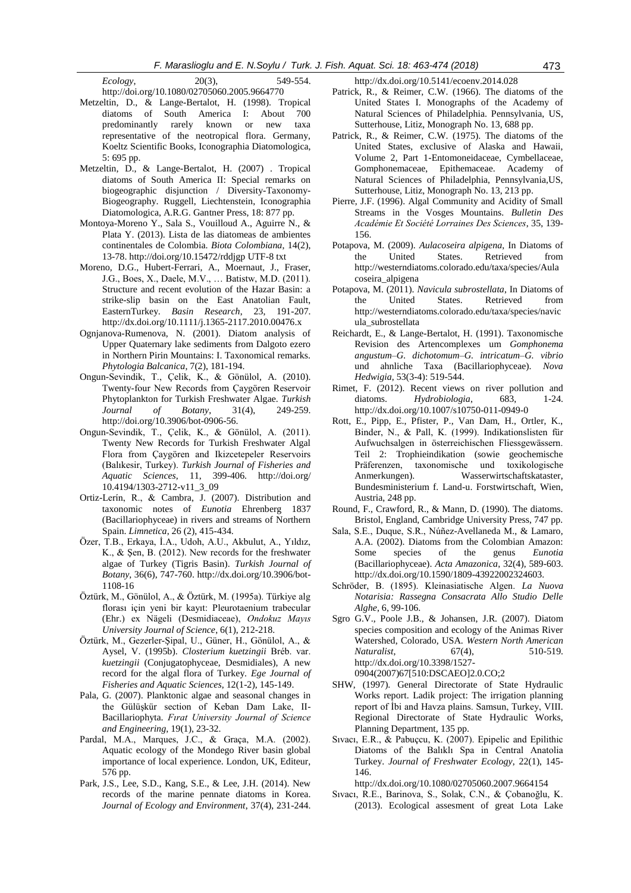*Ecology*, 20(3), 549-554. http://doi.org/10.1080/02705060.2005.9664770

Metzeltin, D., & Lange-Bertalot, H. (1998). Tropical diatoms of South America I: About 700 predominantly rarely known or new taxa representative of the neotropical flora. Germany, Koeltz Scientific Books, Iconographia Diatomologica, 5: 695 pp.

Metzeltin, D., & Lange-Bertalot, H. (2007) . Tropical diatoms of South America II: Special remarks on biogeographic disjunction / Diversity-Taxonomy-Biogeography. Ruggell, Liechtenstein, Iconographia Diatomologica, A.R.G. Gantner Press, 18: 877 pp.

Montoya-Moreno Y., Sala S., Vouilloud A., Aguirre N., & Plata Y. (2013). Lista de las diatomeas de ambientes continentales de Colombia. *Biota Colombiana*, 14(2), 13-78. http://doi.org/10.15472/rddjgp UTF-8 txt

Moreno, D.G., Hubert-Ferrari, A., Moernaut, J., Fraser, J.G., Boes, X., Daele, M.V., … Batistw, M.D. (2011). Structure and recent evolution of the Hazar Basin: a strike-slip basin on the East Anatolian Fault, EasternTurkey. *Basin Research*, 23, 191-207. http://dx.doi.org/10.1111/j.1365-2117.2010.00476.x

Ognjanova-Rumenova, N. (2001). Diatom analysis of Upper Quaternary lake sediments from Dalgoto ezero in Northern Pirin Mountains: I. Taxonomical remarks. *Phytologia Balcanica*, 7(2), 181-194.

Ongun-Sevindik, T., Çelik, K., & Gönülol, A. (2010). Twenty-four New Records from Çaygören Reservoir Phytoplankton for Turkish Freshwater Algae. *Turkish Journal of Botany*, 31(4), 249-259. http://doi.org/10.3906/bot-0906-56.

Ongun-Sevindik, T., Çelik, K., & Gönülol, A. (2011). Twenty New Records for Turkish Freshwater Algal Flora from Çaygören and Ikizcetepeler Reservoirs (Balıkesir, Turkey). *Turkish Journal of Fisheries and Aquatic Sciences*, 11, 399-406. http://doi.org/ 10.4194/1303-2712-v11_3_09

Ortiz-Lerín, R., & Cambra, J. (2007). Distribution and taxonomic notes of *Eunotia* Ehrenberg 1837 (Bacillariophyceae) in rivers and streams of Northern Spain. *Limnetica*, 26 (2), 415-434.

Özer, T.B., Erkaya, İ.A., Udoh, A.U., Akbulut, A., Yıldız, K., & Şen, B. (2012). New records for the freshwater algae of Turkey (Tigris Basin). *Turkish Journal of Botany*, 36(6), 747-760. http://dx.doi.org/10.3906/bot-1108-16

Öztürk, M., Gönülol, A., & Öztürk, M. (1995a). Türkiye alg florası için yeni bir kayıt: Pleurotaenium trabecular (Ehr.) ex Nägeli (Desmidiaceae), *Ondokuz Mayıs University Journal of Science*, 6(1), 212-218.

Öztürk, M., Gezerler-Şipal, U., Güner, H., Gönülol, A., & Aysel, V. (1995b). *Closterium kuetzingii* Bréb. var. *kuetzingii* (Conjugatophyceae, Desmidiales), A new record for the algal flora of Turkey. *Ege Journal of Fisheries and Aquatic Sciences*, 12(1-2), 145-149.

Pala, G. (2007). Planktonic algae and seasonal changes in the Gülüşkür section of Keban Dam Lake, II-Bacillariophyta. *Fırat University Journal of Science and Engineering*, 19(1), 23-32.

Pardal, M.A., Marques, J.C., & Graça, M.A. (2002). Aquatic ecology of the Mondego River basin global importance of local experience. London, UK, Editeur, 576 pp.

Park, J.S., Lee, S.D., Kang, S.E., & Lee, J.H. (2014). New records of the marine pennate diatoms in Korea. *Journal of Ecology and Environment*, 37(4), 231-244. http://dx.doi.org/10.5141/ecoenv.2014.028

Patrick, R., & Reimer, C.W. (1966). The diatoms of the United States I. Monographs of the Academy of Natural Sciences of Philadelphia. Pennsylvania, US, Sutterhouse, Litiz, Monograph No. 13, 688 pp.

Patrick, R., & Reimer, C.W. (1975). The diatoms of the United States, exclusive of Alaska and Hawaii, Volume 2, Part 1-Entomoneidaceae, Cymbellaceae, Gomphonemaceae, Epithemaceae. Academy of Natural Sciences of Philadelphia, Pennsylvania,US, Sutterhouse, Litiz, Monograph No. 13, 213 pp.

Pierre, J.F. (1996). Algal Community and Acidity of Small Streams in the Vosges Mountains. *Bulletin Des Académie Et Société Lorraines Des Sciences*, 35, 139-156.

Potapova, M. (2009). *Aulacoseira alpigena*, In Diatoms of the United States. Retrieved from http://westerndiatoms.colorado.edu/taxa/species/Aulacoseira_alpigena

Potapova, M. (2011). *Navicula subrostellata*, In Diatoms of the United States. Retrieved from http://westerndiatoms.colorado.edu/taxa/species/navicula_subrostellata

Reichardt, E., & Lange-Bertalot, H. (1991). Taxonomische Revision des Artencomplexes um *Gomphonema angustum–G. dichotomum–G. intricatum–G. vibrio* und ahnliche Taxa (Bacillariophyceae). *Nova Hedwigia*, 53(3-4): 519-544.

Rimet, F. (2012). Recent views on river pollution and diatoms. *Hydrobiologia*, 683, 1-24. http://dx.doi.org/10.1007/s10750-011-0949-0

Rott, E., Pipp, E., Pfister, P., Van Dam, H., Ortler, K., Binder, N., & Pall, K. (1999). Indikationslisten für Aufwuchsalgen in österreichischen Fliessgewässern. Teil 2: Trophieindikation (sowie geochemische Präferenzen, taxonomische und toxikologische Anmerkungen). Wasserwirtschaftskataster, Bundesministerium f. Land-u. Forstwirtschaft, Wien, Austria, 248 pp.

Round, F., Crawford, R., & Mann, D. (1990). The diatoms. Bristol, England, Cambridge University Press, 747 pp.

Sala, S.E., Duque, S.R., Núñez-Avellaneda M., & Lamaro, A.A. (2002). Diatoms from the Colombian Amazon: Some species of the genus *Eunotia* (Bacillariophyceae). *Acta Amazonica*, 32(4), 589-603. http://dx.doi.org/10.1590/1809-43922002324603.

Schröder, B. (1895). Kleinasiatische Algen. *La Nuova Notarisia: Rassegna Consacrata Allo Studio Delle Alghe*, 6, 99-106.

Sgro G.V., Poole J.B., & Johansen, J.R. (2007). Diatom species composition and ecology of the Animas River Watershed, Colorado, USA. *Western North American Naturalist*, 67(4), 510-519. http://dx.doi.org/10.3398/1527-0904(2007)67[510:DSCAEO]2.0.CO;2

SHW, (1997). General Directorate of State Hydraulic Works report. Ladik project: The irrigation planning report of İbi and Havza plains. Samsun, Turkey, VIII. Regional Directorate of State Hydraulic Works, Planning Department, 135 pp.

Sıvacı, E.R., & Pabuçcu, K. (2007). Epipelic and Epilithic Diatoms of the Balıklı Spa in Central Anatolia Turkey. *Journal of Freshwater Ecology*, 22(1), 145-146. http://dx.doi.org/10.1080/02705060.2007.9664154

Sıvacı, R.E., Barinova, S., Solak, C.N., & Çobanoğlu, K. (2013). Ecological assesment of great Lota Lake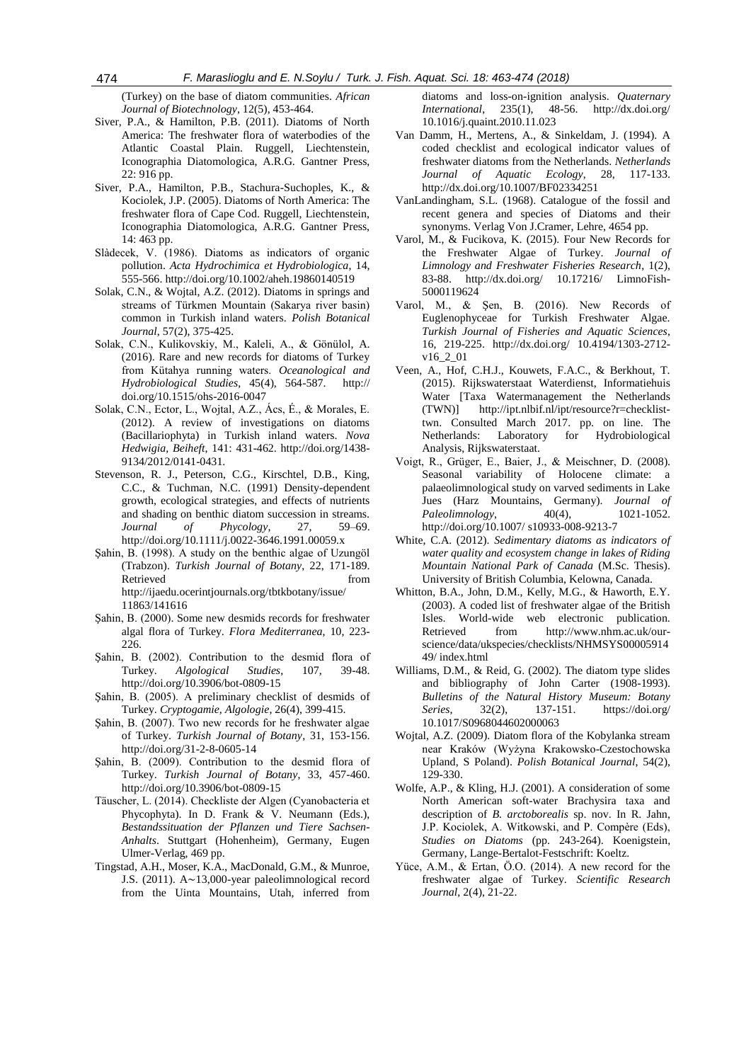(Turkey) on the base of diatom communities. *African Journal of Biotechnology*, 12(5), 453-464.

Siver, P.A., & Hamilton, P.B. (2011). Diatoms of North America: The freshwater flora of waterbodies of the Atlantic Coastal Plain. Ruggell, Liechtenstein, Iconographia Diatomologica, A.R.G. Gantner Press, 22: 916 pp.

Siver, P.A., Hamilton, P.B., Stachura-Suchoples, K., & Kociolek, J.P. (2005). Diatoms of North America: The freshwater flora of Cape Cod. Ruggell, Liechtenstein, Iconographia Diatomologica, A.R.G. Gantner Press, 14: 463 pp.

Slàdecek, V. (1986). Diatoms as indicators of organic pollution. *Acta Hydrochimica et Hydrobiologica*, 14, 555-566. http://doi.org/10.1002/aheh.19860140519

Solak, C.N., & Wojtal, A.Z. (2012). Diatoms in springs and streams of Türkmen Mountain (Sakarya river basin) common in Turkish inland waters. *Polish Botanical Journal*, 57(2), 375-425.

Solak, C.N., Kulikovskiy, M., Kaleli, A., & Gönülol, A. (2016). Rare and new records for diatoms of Turkey from Kütahya running waters. *Oceanological and Hydrobiological Studies*, 45(4), 564-587. http://doi.org/10.1515/ohs-2016-0047

Solak, C.N., Ector, L., Wojtal, A.Z., Ács, É., & Morales, E. (2012). A review of investigations on diatoms (Bacillariophyta) in Turkish inland waters. *Nova Hedwigia, Beiheft*, 141: 431-462. http://doi.org/1438-9134/2012/0141-0431.

Stevenson, R. J., Peterson, C.G., Kirschtel, D.B., King, C.C., & Tuchman, N.C. (1991) Density-dependent growth, ecological strategies, and effects of nutrients and shading on benthic diatom succession in streams. *Journal of Phycology*, 27, 59–69. http://doi.org/10.1111/j.0022-3646.1991.00059.x

Şahin, B. (1998). A study on the benthic algae of Uzungöl (Trabzon). *Turkish Journal of Botany*, 22, 171-189. Retrieved from http://ijaedu.ocerintjournals.org/tbtkbotany/issue/11863/141616

Şahin, B. (2000). Some new desmids records for freshwater algal flora of Turkey. *Flora Mediterranea*, 10, 223-226.

Şahin, B. (2002). Contribution to the desmid flora of Turkey. *Algological Studies*, 107, 39-48. http://doi.org/10.3906/bot-0809-15

Şahin, B. (2005). A preliminary checklist of desmids of Turkey. *Cryptogamie, Algologie*, 26(4), 399-415.

Şahin, B. (2007). Two new records for he freshwater algae of Turkey. *Turkish Journal of Botany*, 31, 153-156. http://doi.org/31-2-8-0605-14

Şahin, B. (2009). Contribution to the desmid flora of Turkey. *Turkish Journal of Botany*, 33, 457-460. http://doi.org/10.3906/bot-0809-15

Täuscher, L. (2014). Checkliste der Algen (Cyanobacteria et Phycophyta). In D. Frank & V. Neumann (Eds.), *Bestandssituation der Pflanzen und Tiere Sachsen-Anhalts*. Stuttgart (Hohenheim), Germany, Eugen Ulmer-Verlag, 469 pp.

Tingstad, A.H., Moser, K.A., MacDonald, G.M., & Munroe, J.S. (2011). A~13,000-year paleolimnological record from the Uinta Mountains, Utah, inferred from diatoms and loss-on-ignition analysis. *Quaternary International*, 235(1), 48-56. http://dx.doi.org/10.1016/j.quaint.2010.11.023

Van Damm, H., Mertens, A., & Sinkeldam, J. (1994). A coded checklist and ecological indicator values of freshwater diatoms from the Netherlands. *Netherlands Journal of Aquatic Ecology*, 28, 117-133. http://dx.doi.org/10.1007/BF02334251

VanLandingham, S.L. (1968). Catalogue of the fossil and recent genera and species of Diatoms and their synonyms. Verlag Von J.Cramer, Lehre, 4654 pp.

Varol, M., & Fucikova, K. (2015). Four New Records for the Freshwater Algae of Turkey. *Journal of Limnology and Freshwater Fisheries Research*, 1(2), 83-88. http://dx.doi.org/ 10.17216/ LimnoFish-5000119624

Varol, M., & Şen, B. (2016). New Records of Euglenophyceae for Turkish Freshwater Algae. *Turkish Journal of Fisheries and Aquatic Sciences*, 16, 219-225. http://dx.doi.org/ 10.4194/1303-2712-v16_2_01

Veen, A., Hof, C.H.J., Kouwets, F.A.C., & Berkhout, T. (2015). Rijkswaterstaat Waterdienst, Informatiehuis Water [Taxa Watermanagement the Netherlands (TWN)] http://ipt.nlbif.nl/ipt/resource?r=checklist-twn. Consulted March 2017. pp. on line. The Netherlands: Laboratory for Hydrobiological Analysis, Rijkswaterstaat.

Voigt, R., Grüger, E., Baier, J., & Meischner, D. (2008). Seasonal variability of Holocene climate: a palaeolimnological study on varved sediments in Lake Jues (Harz Mountains, Germany). *Journal of Paleolimnology*, 40(4), 1021-1052. http://doi.org/10.1007/ s10933-008-9213-7

White, C.A. (2012). *Sedimentary diatoms as indicators of water quality and ecosystem change in lakes of Riding Mountain National Park of Canada* (M.Sc. Thesis). University of British Columbia, Kelowna, Canada.

Whitton, B.A., John, D.M., Kelly, M.G., & Haworth, E.Y. (2003). A coded list of freshwater algae of the British Isles. World-wide web electronic publication. Retrieved from http://www.nhm.ac.uk/our-science/data/ukspecies/checklists/NHMSYS0000591449/ index.html

Williams, D.M., & Reid, G. (2002). The diatom type slides and bibliography of John Carter (1908-1993). *Bulletins of the Natural History Museum: Botany Series*, 32(2), 137-151. https://doi.org/ 10.1017/S0968044602000063

Wojtal, A.Z. (2009). Diatom flora of the Kobylanka stream near Kraków (Wyżyna Krakowsko-Czestochowska Upland, S Poland). *Polish Botanical Journal*, 54(2), 129-330.

Wolfe, A.P., & Kling, H.J. (2001). A consideration of some North American soft-water Brachysira taxa and description of *B. arctoborealis* sp. nov. In R. Jahn, J.P. Kociolek, A. Witkowski, and P. Compère (Eds), *Studies on Diatoms* (pp. 243-264). Koenigstein, Germany, Lange-Bertalot-Festschrift: Koeltz.

Yüce, A.M., & Ertan, Ö.O. (2014). A new record for the freshwater algae of Turkey. *Scientific Research Journal*, 2(4), 21-22.